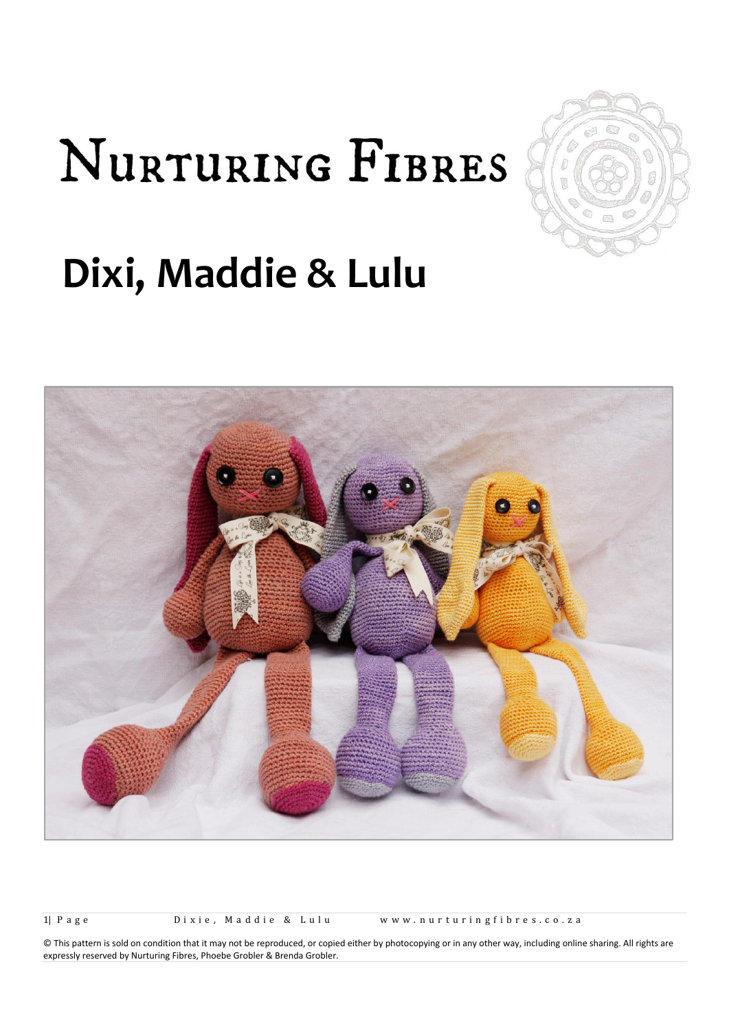# NURTURING FIBRES

# Dixi, Maddie & Lulu

© This pattern is sold on condition that it may not be reproduced, or copied either by photocopying or in any other way, including online sharing. All rights are expressly reserved by Nurturing Fibres, Phoebe Grobler & Brenda Grobler.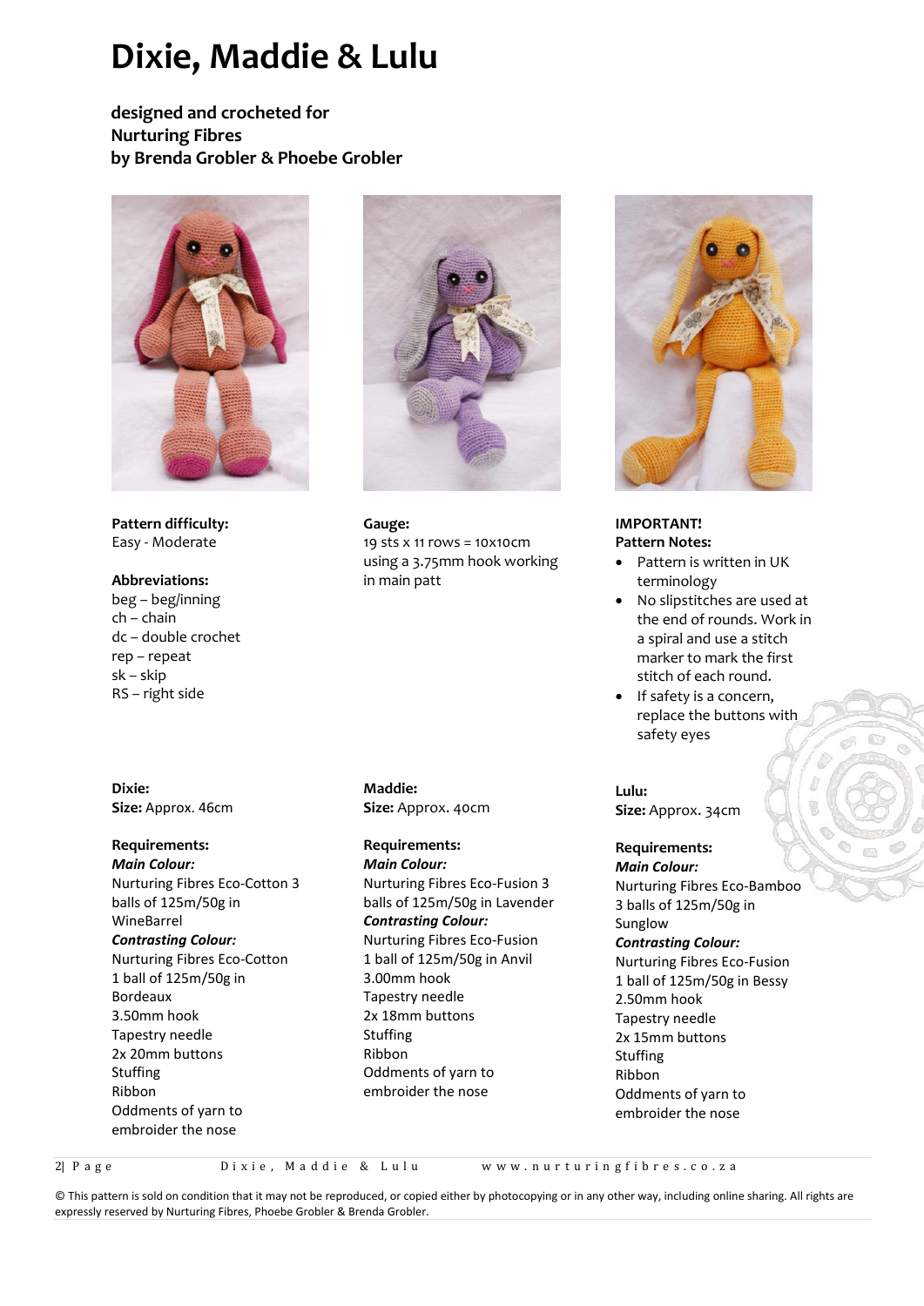# Dixie, Maddie & Lulu

**designed and crocheted for**
**Nurturing Fibres**
**by Brenda Grobler & Phoebe Grobler**

**Pattern difficulty:**
Easy - Moderate

**Abbreviations:**
beg – beg/inning
ch – chain
dc – double crochet
rep – repeat
sk – skip
RS – right side

**Gauge:**
19 sts x 11 rows = 10x10cm using a 3.75mm hook working in main patt

**IMPORTANT!**
**Pattern Notes:**

- Pattern is written in UK terminology
- No slipstitches are used at the end of rounds. Work in a spiral and use a stitch marker to mark the first stitch of each round.
- If safety is a concern, replace the buttons with safety eyes

**Dixie:**
**Size:** Approx. 46cm

**Requirements:**
***Main Colour:***
Nurturing Fibres Eco-Cotton 3 balls of 125m/50g in WineBarrel
***Contrasting Colour:***
Nurturing Fibres Eco-Cotton 1 ball of 125m/50g in Bordeaux
3.50mm hook
Tapestry needle
2x 20mm buttons
Stuffing
Ribbon
Oddments of yarn to embroider the nose

**Maddie:**
**Size:** Approx. 40cm

**Requirements:**
***Main Colour:***
Nurturing Fibres Eco-Fusion 3 balls of 125m/50g in Lavender
***Contrasting Colour:***
Nurturing Fibres Eco-Fusion 1 ball of 125m/50g in Anvil
3.00mm hook
Tapestry needle
2x 18mm buttons
Stuffing
Ribbon
Oddments of yarn to embroider the nose

**Lulu:**
**Size:** Approx. 34cm

**Requirements:**
***Main Colour:***
Nurturing Fibres Eco-Bamboo 3 balls of 125m/50g in Sunglow
***Contrasting Colour:***
Nurturing Fibres Eco-Fusion 1 ball of 125m/50g in Bessy
2.50mm hook
Tapestry needle
2x 15mm buttons
Stuffing
Ribbon
Oddments of yarn to embroider the nose

© This pattern is sold on condition that it may not be reproduced, or copied either by photocopying or in any other way, including online sharing. All rights are expressly reserved by Nurturing Fibres, Phoebe Grobler & Brenda Grobler.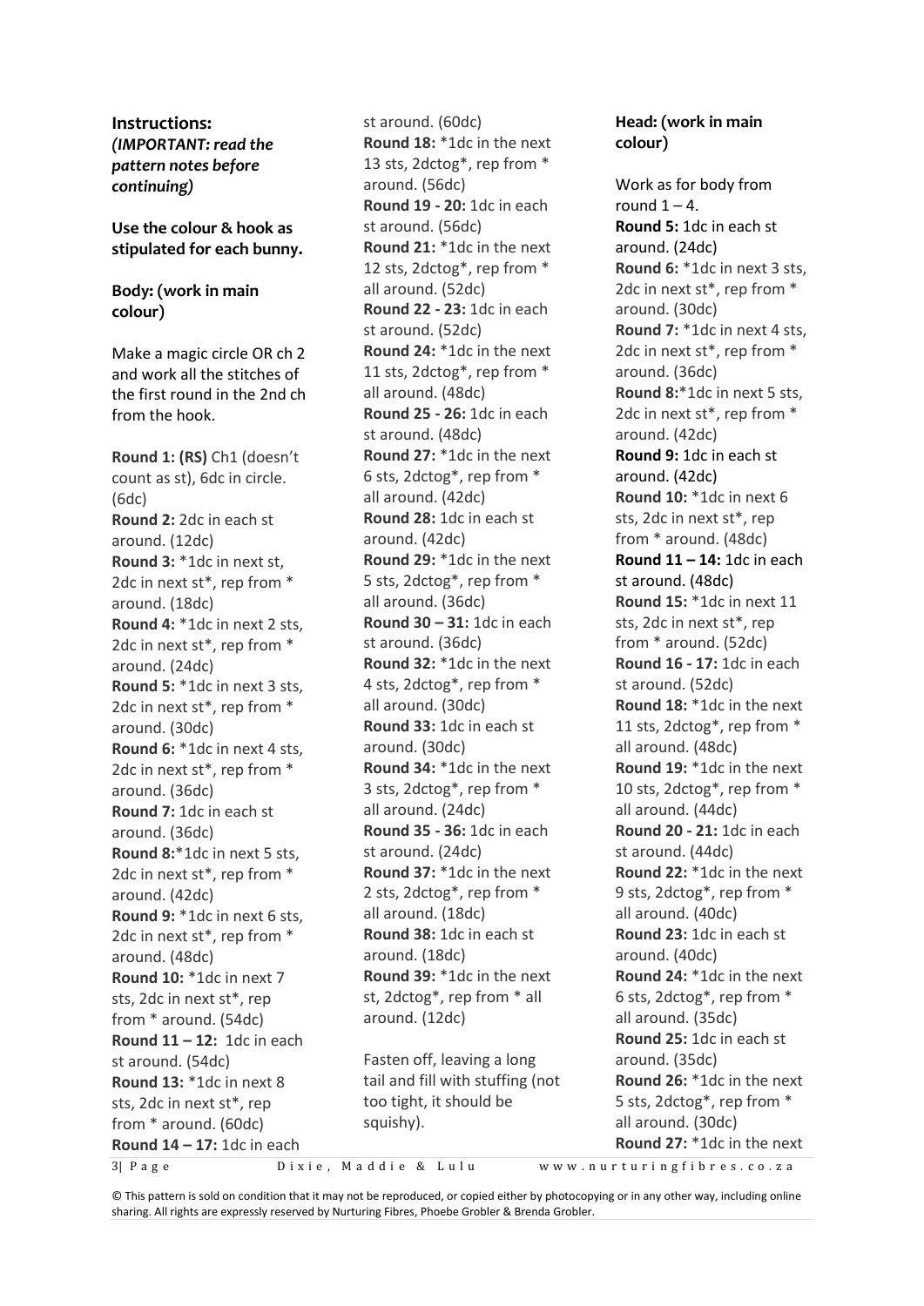## Instructions:

***(IMPORTANT: read the pattern notes before continuing)***

**Use the colour & hook as stipulated for each bunny.**

**Body: (work in main colour)**

Make a magic circle OR ch 2 and work all the stitches of the first round in the 2nd ch from the hook.

**Round 1: (RS)** Ch1 (doesn't count as st), 6dc in circle. (6dc)
**Round 2:** 2dc in each st around. (12dc)
**Round 3:** *1dc in next st, 2dc in next st*, rep from * around. (18dc)
**Round 4:** *1dc in next 2 sts, 2dc in next st*, rep from * around. (24dc)
**Round 5:** *1dc in next 3 sts, 2dc in next st*, rep from * around. (30dc)
**Round 6:** *1dc in next 4 sts, 2dc in next st*, rep from * around. (36dc)
**Round 7:** 1dc in each st around. (36dc)
**Round 8:***1dc in next 5 sts, 2dc in next st*, rep from * around. (42dc)
**Round 9:** *1dc in next 6 sts, 2dc in next st*, rep from * around. (48dc)
**Round 10:** *1dc in next 7 sts, 2dc in next st*, rep from * around. (54dc)
**Round 11 – 12:** 1dc in each st around. (54dc)
**Round 13:** *1dc in next 8 sts, 2dc in next st*, rep from * around. (60dc)
**Round 14 – 17:** 1dc in each st around. (60dc)
**Round 18:** *1dc in the next 13 sts, 2dctog*, rep from * around. (56dc)
**Round 19 - 20:** 1dc in each st around. (56dc)
**Round 21:** *1dc in the next 12 sts, 2dctog*, rep from * all around. (52dc)
**Round 22 - 23:** 1dc in each st around. (52dc)
**Round 24:** *1dc in the next 11 sts, 2dctog*, rep from * all around. (48dc)
**Round 25 - 26:** 1dc in each st around. (48dc)
**Round 27:** *1dc in the next 6 sts, 2dctog*, rep from * all around. (42dc)
**Round 28:** 1dc in each st around. (42dc)
**Round 29:** *1dc in the next 5 sts, 2dctog*, rep from * all around. (36dc)
**Round 30 – 31:** 1dc in each st around. (36dc)
**Round 32:** *1dc in the next 4 sts, 2dctog*, rep from * all around. (30dc)
**Round 33:** 1dc in each st around. (30dc)
**Round 34:** *1dc in the next 3 sts, 2dctog*, rep from * all around. (24dc)
**Round 35 - 36:** 1dc in each st around. (24dc)
**Round 37:** *1dc in the next 2 sts, 2dctog*, rep from * all around. (18dc)
**Round 38:** 1dc in each st around. (18dc)
**Round 39:** *1dc in the next st, 2dctog*, rep from * all around. (12dc)

Fasten off, leaving a long tail and fill with stuffing (not too tight, it should be squishy).

**Head: (work in main colour)**

Work as for body from round 1 – 4.
**Round 5:** 1dc in each st around. (24dc)
**Round 6:** *1dc in next 3 sts, 2dc in next st*, rep from * around. (30dc)
**Round 7:** *1dc in next 4 sts, 2dc in next st*, rep from * around. (36dc)
**Round 8:***1dc in next 5 sts, 2dc in next st*, rep from * around. (42dc)
**Round 9:** 1dc in each st around. (42dc)
**Round 10:** *1dc in next 6 sts, 2dc in next st*, rep from * around. (48dc)
**Round 11 – 14:** 1dc in each st around. (48dc)
**Round 15:** *1dc in next 11 sts, 2dc in next st*, rep from * around. (52dc)
**Round 16 - 17:** 1dc in each st around. (52dc)
**Round 18:** *1dc in the next 11 sts, 2dctog*, rep from * all around. (48dc)
**Round 19:** *1dc in the next 10 sts, 2dctog*, rep from * all around. (44dc)
**Round 20 - 21:** 1dc in each st around. (44dc)
**Round 22:** *1dc in the next 9 sts, 2dctog*, rep from * all around. (40dc)
**Round 23:** 1dc in each st around. (40dc)
**Round 24:** *1dc in the next 6 sts, 2dctog*, rep from * all around. (35dc)
**Round 25:** 1dc in each st around. (35dc)
**Round 26:** *1dc in the next 5 sts, 2dctog*, rep from * all around. (30dc)
**Round 27:** *1dc in the next

© This pattern is sold on condition that it may not be reproduced, or copied either by photocopying or in any other way, including online sharing. All rights are expressly reserved by Nurturing Fibres, Phoebe Grobler & Brenda Grobler.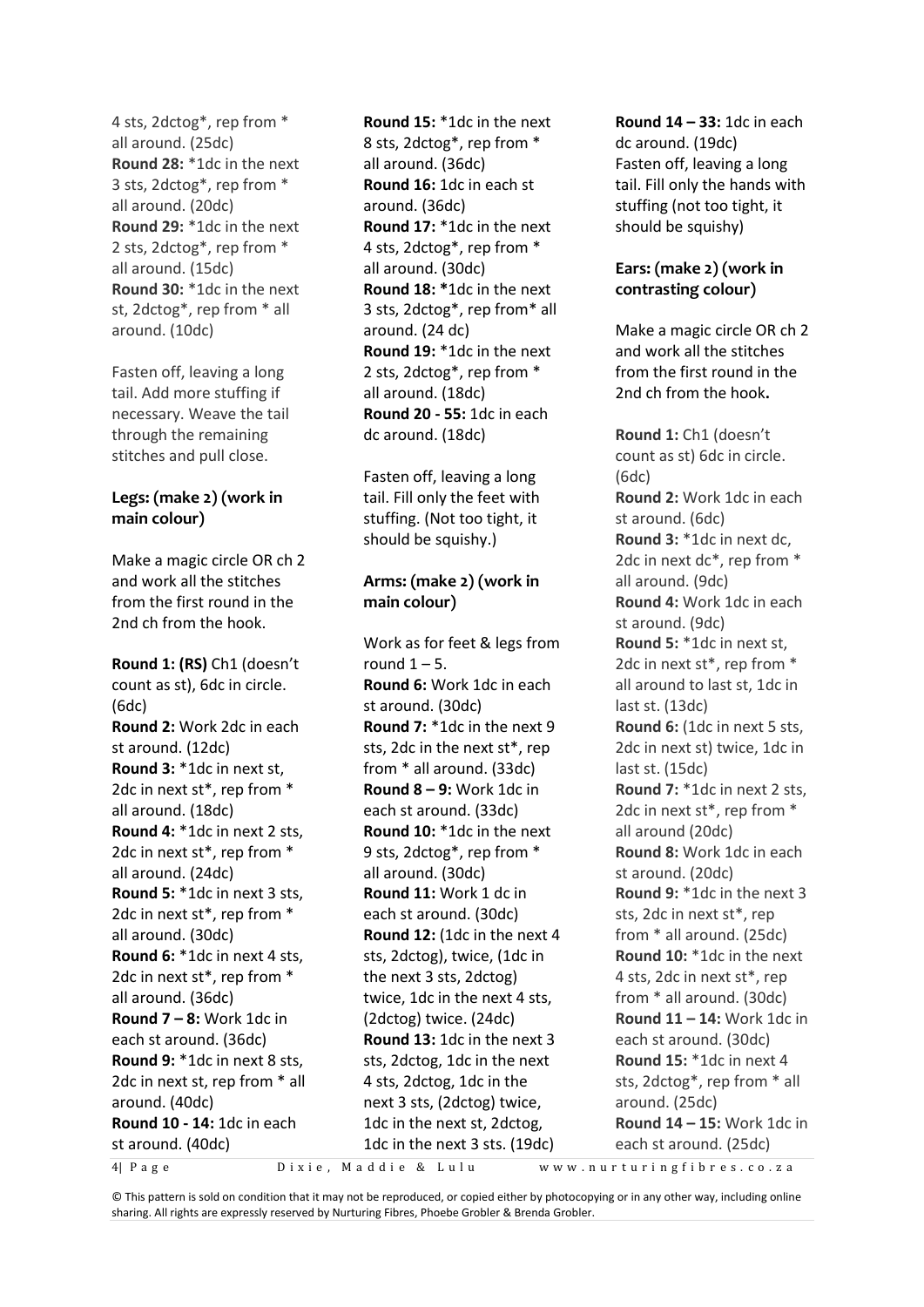4 sts, 2dctog*, rep from * all around. (25dc)
**Round 28:** *1dc in the next 3 sts, 2dctog*, rep from * all around. (20dc)
**Round 29:** *1dc in the next 2 sts, 2dctog*, rep from * all around. (15dc)
**Round 30:** *1dc in the next st, 2dctog*, rep from * all around. (10dc)

Fasten off, leaving a long tail. Add more stuffing if necessary. Weave the tail through the remaining stitches and pull close.

### Legs: (make 2) (work in main colour)

Make a magic circle OR ch 2 and work all the stitches from the first round in the 2nd ch from the hook.

**Round 1: (RS)** Ch1 (doesn't count as st), 6dc in circle. (6dc)
**Round 2:** Work 2dc in each st around. (12dc)
**Round 3:** *1dc in next st, 2dc in next st*, rep from * all around. (18dc)
**Round 4:** *1dc in next 2 sts, 2dc in next st*, rep from * all around. (24dc)
**Round 5:** *1dc in next 3 sts, 2dc in next st*, rep from * all around. (30dc)
**Round 6:** *1dc in next 4 sts, 2dc in next st*, rep from * all around. (36dc)
**Round 7 – 8:** Work 1dc in each st around. (36dc)
**Round 9:** *1dc in next 8 sts, 2dc in next st, rep from * all around. (40dc)
**Round 10 - 14:** 1dc in each st around. (40dc)
**Round 15:** *1dc in the next 8 sts, 2dctog*, rep from * all around. (36dc)
**Round 16:** 1dc in each st around. (36dc)
**Round 17:** *1dc in the next 4 sts, 2dctog*, rep from * all around. (30dc)
**Round 18:** *1dc in the next 3 sts, 2dctog*, rep from* all around. (24 dc)
**Round 19:** *1dc in the next 2 sts, 2dctog*, rep from * all around. (18dc)
**Round 20 - 55:** 1dc in each dc around. (18dc)

Fasten off, leaving a long tail. Fill only the feet with stuffing. (Not too tight, it should be squishy.)

### Arms: (make 2) (work in main colour)

Work as for feet & legs from round 1 – 5.
**Round 6:** Work 1dc in each st around. (30dc)
**Round 7:** *1dc in the next 9 sts, 2dc in the next st*, rep from * all around. (33dc)
**Round 8 – 9:** Work 1dc in each st around. (33dc)
**Round 10:** *1dc in the next 9 sts, 2dctog*, rep from * all around. (30dc)
**Round 11:** Work 1 dc in each st around. (30dc)
**Round 12:** (1dc in the next 4 sts, 2dctog), twice, (1dc in the next 3 sts, 2dctog) twice, 1dc in the next 4 sts, (2dctog) twice. (24dc)
**Round 13:** 1dc in the next 3 sts, 2dctog, 1dc in the next 4 sts, 2dctog, 1dc in the next 3 sts, (2dctog) twice, 1dc in the next st, 2dctog, 1dc in the next 3 sts. (19dc)
**Round 14 – 33:** 1dc in each dc around. (19dc)
Fasten off, leaving a long tail. Fill only the hands with stuffing (not too tight, it should be squishy)

### Ears: (make 2) (work in contrasting colour)

Make a magic circle OR ch 2 and work all the stitches from the first round in the 2nd ch from the hook.

**Round 1:** Ch1 (doesn't count as st) 6dc in circle. (6dc)
**Round 2:** Work 1dc in each st around. (6dc)
**Round 3:** *1dc in next dc, 2dc in next dc*, rep from * all around. (9dc)
**Round 4:** Work 1dc in each st around. (9dc)
**Round 5:** *1dc in next st, 2dc in next st*, rep from * all around to last st, 1dc in last st. (13dc)
**Round 6:** (1dc in next 5 sts, 2dc in next st) twice, 1dc in last st. (15dc)
**Round 7:** *1dc in next 2 sts, 2dc in next st*, rep from * all around (20dc)
**Round 8:** Work 1dc in each st around. (20dc)
**Round 9:** *1dc in the next 3 sts, 2dc in next st*, rep from * all around. (25dc)
**Round 10:** *1dc in the next 4 sts, 2dc in next st*, rep from * all around. (30dc)
**Round 11 – 14:** Work 1dc in each st around. (30dc)
**Round 15:** *1dc in next 4 sts, 2dctog*, rep from * all around. (25dc)
**Round 14 – 15:** Work 1dc in each st around. (25dc)

© This pattern is sold on condition that it may not be reproduced, or copied either by photocopying or in any other way, including online sharing. All rights are expressly reserved by Nurturing Fibres, Phoebe Grobler & Brenda Grobler.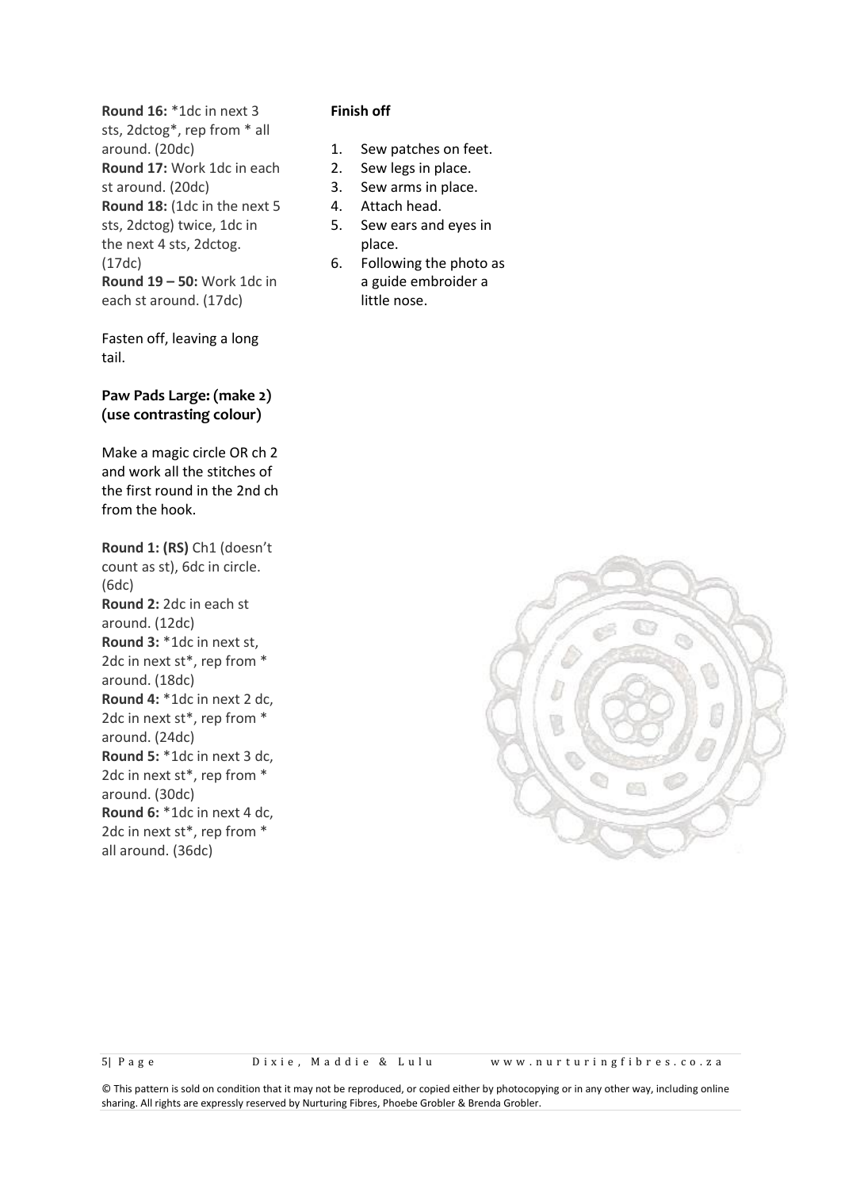**Round 16:** *1dc in next 3 sts, 2dctog*, rep from * all around. (20dc)
**Round 17:** Work 1dc in each st around. (20dc)
**Round 18:** (1dc in the next 5 sts, 2dctog) twice, 1dc in the next 4 sts, 2dctog. (17dc)
**Round 19 – 50:** Work 1dc in each st around. (17dc)

Fasten off, leaving a long tail.

**Paw Pads Large: (make 2) (use contrasting colour)**

Make a magic circle OR ch 2 and work all the stitches of the first round in the 2nd ch from the hook.

**Round 1: (RS)** Ch1 (doesn't count as st), 6dc in circle. (6dc)
**Round 2:** 2dc in each st around. (12dc)
**Round 3:** *1dc in next st, 2dc in next st*, rep from * around. (18dc)
**Round 4:** *1dc in next 2 dc, 2dc in next st*, rep from * around. (24dc)
**Round 5:** *1dc in next 3 dc, 2dc in next st*, rep from * around. (30dc)
**Round 6:** *1dc in next 4 dc, 2dc in next st*, rep from * all around. (36dc)

**Finish off**

1. Sew patches on feet.
2. Sew legs in place.
3. Sew arms in place.
4. Attach head.
5. Sew ears and eyes in place.
6. Following the photo as a guide embroider a little nose.

© This pattern is sold on condition that it may not be reproduced, or copied either by photocopying or in any other way, including online sharing. All rights are expressly reserved by Nurturing Fibres, Phoebe Grobler & Brenda Grobler.